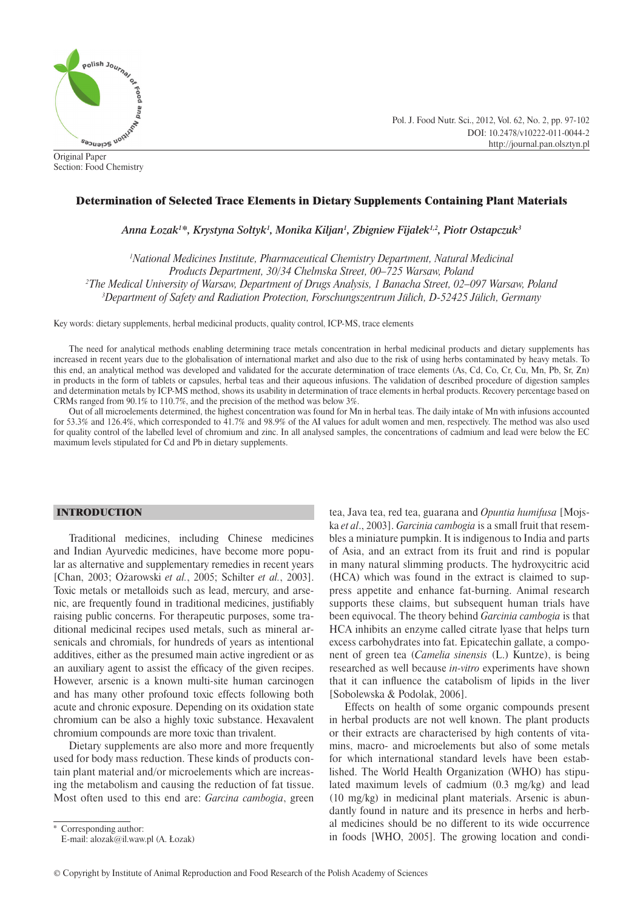Original Paper
Section: Food Chemistry

# Determination of Selected Trace Elements in Dietary Supplements Containing Plant Materials

*Anna Łozak[1]\*, Krystyna Sołtyk[1], Monika Kiljan[1], Zbigniew Fijałek[1,2], Piotr Ostapczuk[3]*

[1]*National Medicines Institute, Pharmaceutical Chemistry Department, Natural Medicinal Products Department, 30/34 Chelmska Street, 00–725 Warsaw, Poland*
[2]*The Medical University of Warsaw, Department of Drugs Analysis, 1 Banacha Street, 02–097 Warsaw, Poland*
[3]*Department of Safety and Radiation Protection, Forschungszentrum Jülich, D-52425 Jülich, Germany*

Key words: dietary supplements, herbal medicinal products, quality control, ICP-MS, trace elements

The need for analytical methods enabling determining trace metals concentration in herbal medicinal products and dietary supplements has increased in recent years due to the globalisation of international market and also due to the risk of using herbs contaminated by heavy metals. To this end, an analytical method was developed and validated for the accurate determination of trace elements (As, Cd, Co, Cr, Cu, Mn, Pb, Sr, Zn) in products in the form of tablets or capsules, herbal teas and their aqueous infusions. The validation of described procedure of digestion samples and determination metals by ICP-MS method, shows its usability in determination of trace elements in herbal products. Recovery percentage based on CRMs ranged from 90.1% to 110.7%, and the precision of the method was below 3%.

Out of all microelements determined, the highest concentration was found for Mn in herbal teas. The daily intake of Mn with infusions accounted for 53.3% and 126.4%, which corresponded to 41.7% and 98.9% of the AI values for adult women and men, respectively. The method was also used for quality control of the labelled level of chromium and zinc. In all analysed samples, the concentrations of cadmium and lead were below the EC maximum levels stipulated for Cd and Pb in dietary supplements.

## INTRODUCTION

Traditional medicines, including Chinese medicines and Indian Ayurvedic medicines, have become more popular as alternative and supplementary remedies in recent years [Chan, 2003; Ożarowski *et al.*, 2005; Schilter *et al.*, 2003]. Toxic metals or metalloids such as lead, mercury, and arsenic, are frequently found in traditional medicines, justifiably raising public concerns. For therapeutic purposes, some traditional medicinal recipes used metals, such as mineral arsenicals and chromials, for hundreds of years as intentional additives, either as the presumed main active ingredient or as an auxiliary agent to assist the efficacy of the given recipes. However, arsenic is a known multi-site human carcinogen and has many other profound toxic effects following both acute and chronic exposure. Depending on its oxidation state chromium can be also a highly toxic substance. Hexavalent chromium compounds are more toxic than trivalent.

Dietary supplements are also more and more frequently used for body mass reduction. These kinds of products contain plant material and/or microelements which are increasing the metabolism and causing the reduction of fat tissue. Most often used to this end are: *Garcina cambogia*, green tea, Java tea, red tea, guarana and *Opuntia humifusa* [Mojska *et al*., 2003]. *Garcinia cambogia* is a small fruit that resembles a miniature pumpkin. It is indigenous to India and parts of Asia, and an extract from its fruit and rind is popular in many natural slimming products. The hydroxycitric acid (HCA) which was found in the extract is claimed to suppress appetite and enhance fat-burning. Animal research supports these claims, but subsequent human trials have been equivocal. The theory behind *Garcinia cambogia* is that HCA inhibits an enzyme called citrate lyase that helps turn excess carbohydrates into fat. Epicatechin gallate, a component of green tea (*Camelia sinensis* (L.) Kuntze), is being researched as well because *in-vitro* experiments have shown that it can influence the catabolism of lipids in the liver [Sobolewska & Podolak, 2006].

Effects on health of some organic compounds present in herbal products are not well known. The plant products or their extracts are characterised by high contents of vitamins, macro- and microelements but also of some metals for which international standard levels have been established. The World Health Organization (WHO) has stipulated maximum levels of cadmium (0.3 mg/kg) and lead (10 mg/kg) in medicinal plant materials. Arsenic is abundantly found in nature and its presence in herbs and herbal medicines should be no different to its wide occurrence in foods [WHO, 2005]. The growing location and condi-

\* Corresponding author:
E-mail: alozak@il.waw.pl (A. Łozak)

© Copyright by Institute of Animal Reproduction and Food Research of the Polish Academy of Sciences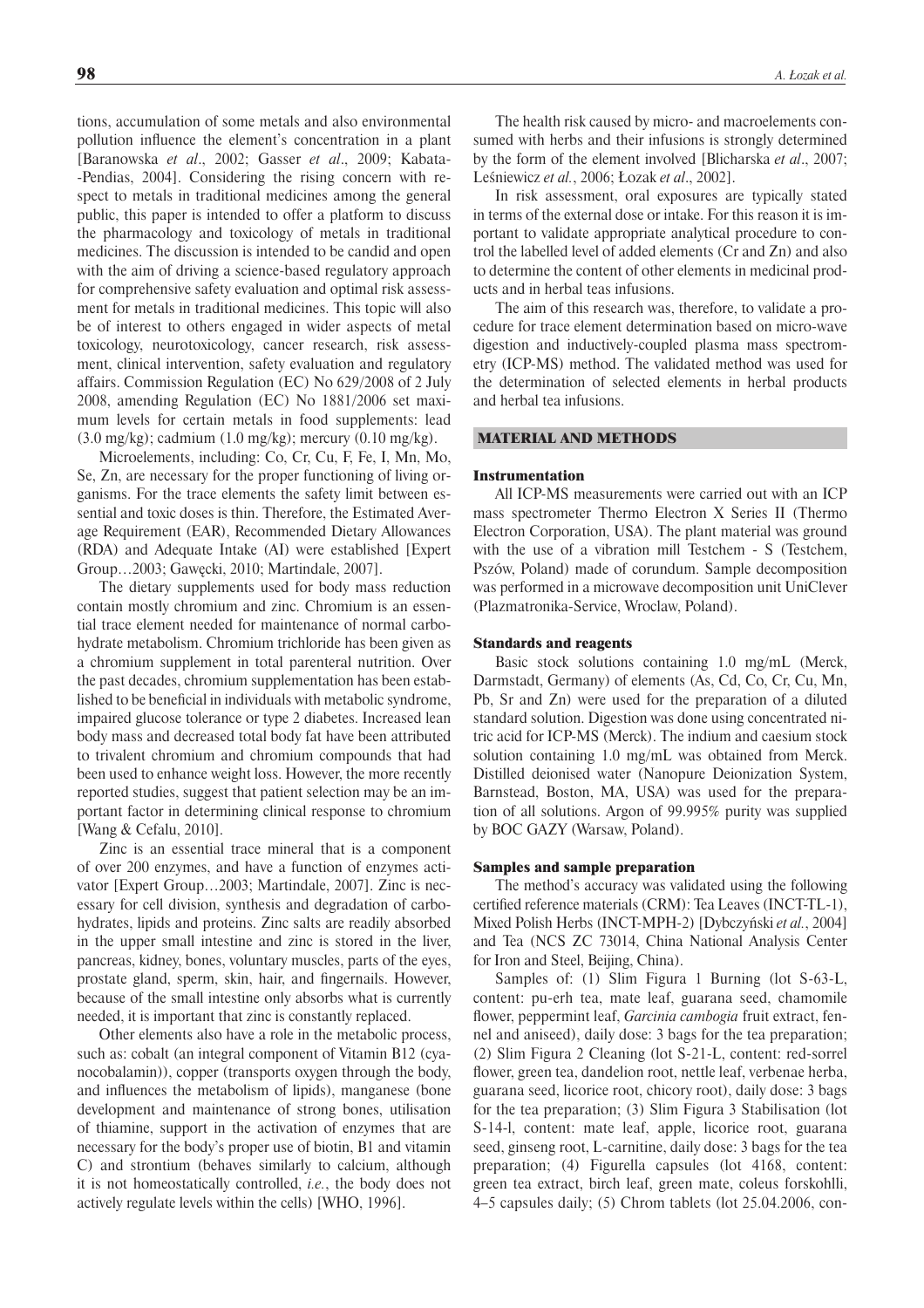tions, accumulation of some metals and also environmental pollution influence the element's concentration in a plant [Baranowska *et al*., 2002; Gasser *et al*., 2009; Kabata-Pendias, 2004]. Considering the rising concern with respect to metals in traditional medicines among the general public, this paper is intended to offer a platform to discuss the pharmacology and toxicology of metals in traditional medicines. The discussion is intended to be candid and open with the aim of driving a science-based regulatory approach for comprehensive safety evaluation and optimal risk assessment for metals in traditional medicines. This topic will also be of interest to others engaged in wider aspects of metal toxicology, neurotoxicology, cancer research, risk assessment, clinical intervention, safety evaluation and regulatory affairs. Commission Regulation (EC) No 629/2008 of 2 July 2008, amending Regulation (EC) No 1881/2006 set maximum levels for certain metals in food supplements: lead (3.0 mg/kg); cadmium (1.0 mg/kg); mercury (0.10 mg/kg).

Microelements, including: Co, Cr, Cu, F, Fe, I, Mn, Mo, Se, Zn, are necessary for the proper functioning of living organisms. For the trace elements the safety limit between essential and toxic doses is thin. Therefore, the Estimated Average Requirement (EAR), Recommended Dietary Allowances (RDA) and Adequate Intake (AI) were established [Expert Group…2003; Gawęcki, 2010; Martindale, 2007].

The dietary supplements used for body mass reduction contain mostly chromium and zinc. Chromium is an essential trace element needed for maintenance of normal carbohydrate metabolism. Chromium trichloride has been given as a chromium supplement in total parenteral nutrition. Over the past decades, chromium supplementation has been established to be beneficial in individuals with metabolic syndrome, impaired glucose tolerance or type 2 diabetes. Increased lean body mass and decreased total body fat have been attributed to trivalent chromium and chromium compounds that had been used to enhance weight loss. However, the more recently reported studies, suggest that patient selection may be an important factor in determining clinical response to chromium [Wang & Cefalu, 2010].

Zinc is an essential trace mineral that is a component of over 200 enzymes, and have a function of enzymes activator [Expert Group…2003; Martindale, 2007]. Zinc is necessary for cell division, synthesis and degradation of carbohydrates, lipids and proteins. Zinc salts are readily absorbed in the upper small intestine and zinc is stored in the liver, pancreas, kidney, bones, voluntary muscles, parts of the eyes, prostate gland, sperm, skin, hair, and fingernails. However, because of the small intestine only absorbs what is currently needed, it is important that zinc is constantly replaced.

Other elements also have a role in the metabolic process, such as: cobalt (an integral component of Vitamin B12 (cyanocobalamin)), copper (transports oxygen through the body, and influences the metabolism of lipids), manganese (bone development and maintenance of strong bones, utilisation of thiamine, support in the activation of enzymes that are necessary for the body's proper use of biotin, B1 and vitamin C) and strontium (behaves similarly to calcium, although it is not homeostatically controlled, *i.e.*, the body does not actively regulate levels within the cells) [WHO, 1996].

The health risk caused by micro- and macroelements consumed with herbs and their infusions is strongly determined by the form of the element involved [Blicharska *et al*., 2007; Leśniewicz *et al.*, 2006; Łozak *et al*., 2002].

In risk assessment, oral exposures are typically stated in terms of the external dose or intake. For this reason it is important to validate appropriate analytical procedure to control the labelled level of added elements (Cr and Zn) and also to determine the content of other elements in medicinal products and in herbal teas infusions.

The aim of this research was, therefore, to validate a procedure for trace element determination based on micro-wave digestion and inductively-coupled plasma mass spectrometry (ICP-MS) method. The validated method was used for the determination of selected elements in herbal products and herbal tea infusions.

## MATERIAL AND METHODS

### Instrumentation

All ICP-MS measurements were carried out with an ICP mass spectrometer Thermo Electron X Series II (Thermo Electron Corporation, USA). The plant material was ground with the use of a vibration mill Testchem - S (Testchem, Pszów, Poland) made of corundum. Sample decomposition was performed in a microwave decomposition unit UniClever (Plazmatronika-Service, Wroclaw, Poland).

### Standards and reagents

Basic stock solutions containing 1.0 mg/mL (Merck, Darmstadt, Germany) of elements (As, Cd, Co, Cr, Cu, Mn, Pb, Sr and Zn) were used for the preparation of a diluted standard solution. Digestion was done using concentrated nitric acid for ICP-MS (Merck). The indium and caesium stock solution containing 1.0 mg/mL was obtained from Merck. Distilled deionised water (Nanopure Deionization System, Barnstead, Boston, MA, USA) was used for the preparation of all solutions. Argon of 99.995% purity was supplied by BOC GAZY (Warsaw, Poland).

### Samples and sample preparation

The method's accuracy was validated using the following certified reference materials (CRM): Tea Leaves (INCT-TL-1), Mixed Polish Herbs (INCT-MPH-2) [Dybczyński *et al.*, 2004] and Tea (NCS ZC 73014, China National Analysis Center for Iron and Steel, Beijing, China).

Samples of: (1) Slim Figura 1 Burning (lot S-63-L, content: pu-erh tea, mate leaf, guarana seed, chamomile flower, peppermint leaf, *Garcinia cambogia* fruit extract, fennel and aniseed), daily dose: 3 bags for the tea preparation; (2) Slim Figura 2 Cleaning (lot S-21-L, content: red-sorrel flower, green tea, dandelion root, nettle leaf, verbenae herba, guarana seed, licorice root, chicory root), daily dose: 3 bags for the tea preparation; (3) Slim Figura 3 Stabilisation (lot S-14-l, content: mate leaf, apple, licorice root, guarana seed, ginseng root, L-carnitine, daily dose: 3 bags for the tea preparation; (4) Figurella capsules (lot 4168, content: green tea extract, birch leaf, green mate, coleus forskohlli, 4–5 capsules daily; (5) Chrom tablets (lot 25.04.2006, con-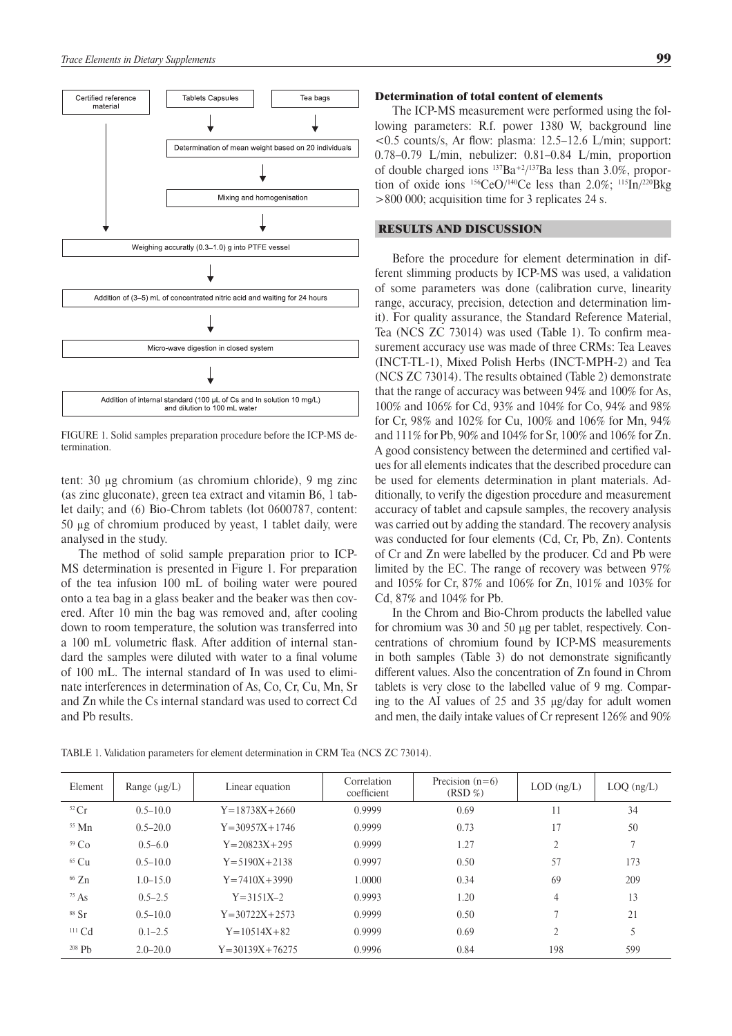Certified reference material → Weighing accuratly (0.3–1.0) g into PTFE vessel

Tablets Capsules, Tea bags → Determination of mean weight based on 20 individuals → Mixing and homogenisation → Weighing accuratly (0.3–1.0) g into PTFE vessel

Weighing accuratly (0.3–1.0) g into PTFE vessel → Addition of (3–5) mL of concentrated nitric acid and waiting for 24 hours → Micro-wave digestion in closed system → Addition of internal standard (100 μL of Cs and In solution 10 mg/L) and dilution to 100 mL water

FIGURE 1. Solid samples preparation procedure before the ICP-MS determination.

tent: 30 μg chromium (as chromium chloride), 9 mg zinc (as zinc gluconate), green tea extract and vitamin B6, 1 tablet daily; and (6) Bio-Chrom tablets (lot 0600787, content: 50 μg of chromium produced by yeast, 1 tablet daily, were analysed in the study.

The method of solid sample preparation prior to ICP-MS determination is presented in Figure 1. For preparation of the tea infusion 100 mL of boiling water were poured onto a tea bag in a glass beaker and the beaker was then covered. After 10 min the bag was removed and, after cooling down to room temperature, the solution was transferred into a 100 mL volumetric flask. After addition of internal standard the samples were diluted with water to a final volume of 100 mL. The internal standard of In was used to eliminate interferences in determination of As, Co, Cr, Cu, Mn, Sr and Zn while the Cs internal standard was used to correct Cd and Pb results.

### Determination of total content of elements

The ICP-MS measurement were performed using the following parameters: R.f. power 1380 W, background line <0.5 counts/s, Ar flow: plasma: 12.5–12.6 L/min; support: 0.78–0.79 L/min, nebulizer: 0.81–0.84 L/min, proportion of double charged ions $^{137}Ba^{+2}/^{137}Ba$ less than 3.0%, proportion of oxide ions $^{156}CeO/^{140}Ce$ less than 2.0%; $^{115}In/^{220}Bkg$ >800 000; acquisition time for 3 replicates 24 s.

## RESULTS AND DISCUSSION

Before the procedure for element determination in different slimming products by ICP-MS was used, a validation of some parameters was done (calibration curve, linearity range, accuracy, precision, detection and determination limit). For quality assurance, the Standard Reference Material, Tea (NCS ZC 73014) was used (Table 1). To confirm measurement accuracy use was made of three CRMs: Tea Leaves (INCT-TL-1), Mixed Polish Herbs (INCT-MPH-2) and Tea (NCS ZC 73014). The results obtained (Table 2) demonstrate that the range of accuracy was between 94% and 100% for As, 100% and 106% for Cd, 93% and 104% for Co, 94% and 98% for Cr, 98% and 102% for Cu, 100% and 106% for Mn, 94% and 111% for Pb, 90% and 104% for Sr, 100% and 106% for Zn. A good consistency between the determined and certified values for all elements indicates that the described procedure can be used for elements determination in plant materials. Additionally, to verify the digestion procedure and measurement accuracy of tablet and capsule samples, the recovery analysis was carried out by adding the standard. The recovery analysis was conducted for four elements (Cd, Cr, Pb, Zn). Contents of Cr and Zn were labelled by the producer. Cd and Pb were limited by the EC. The range of recovery was between 97% and 105% for Cr, 87% and 106% for Zn, 101% and 103% for Cd, 87% and 104% for Pb.

In the Chrom and Bio-Chrom products the labelled value for chromium was 30 and 50 μg per tablet, respectively. Concentrations of chromium found by ICP-MS measurements in both samples (Table 3) do not demonstrate significantly different values. Also the concentration of Zn found in Chrom tablets is very close to the labelled value of 9 mg. Comparing to the AI values of 25 and 35 μg/day for adult women and men, the daily intake values of Cr represent 126% and 90%

TABLE 1. Validation parameters for element determination in CRM Tea (NCS ZC 73014).

| Element | Range (μg/L) | Linear equation | Correlation coefficient | Precision (n=6) (RSD %) | LOD (ng/L) | LOQ (ng/L) |
|---|---|---|---|---|---|---|
| $^{52}Cr$ | 0.5–10.0 | Y=18738X+2660 | 0.9999 | 0.69 | 11 | 34 |
| $^{55}Mn$ | 0.5–20.0 | Y=30957X+1746 | 0.9999 | 0.73 | 17 | 50 |
| $^{59}Co$ | 0.5–6.0 | Y=20823X+295 | 0.9999 | 1.27 | 2 | 7 |
| $^{65}Cu$ | 0.5–10.0 | Y=5190X+2138 | 0.9997 | 0.50 | 57 | 173 |
| $^{66}Zn$ | 1.0–15.0 | Y=7410X+3990 | 1.0000 | 0.34 | 69 | 209 |
| $^{75}As$ | 0.5–2.5 | Y=3151X–2 | 0.9993 | 1.20 | 4 | 13 |
| $^{88}Sr$ | 0.5–10.0 | Y=30722X+2573 | 0.9999 | 0.50 | 7 | 21 |
| $^{111}Cd$ | 0.1–2.5 | Y=10514X+82 | 0.9999 | 0.69 | 2 | 5 |
| $^{208}Pb$ | 2.0–20.0 | Y=30139X+76275 | 0.9996 | 0.84 | 198 | 599 |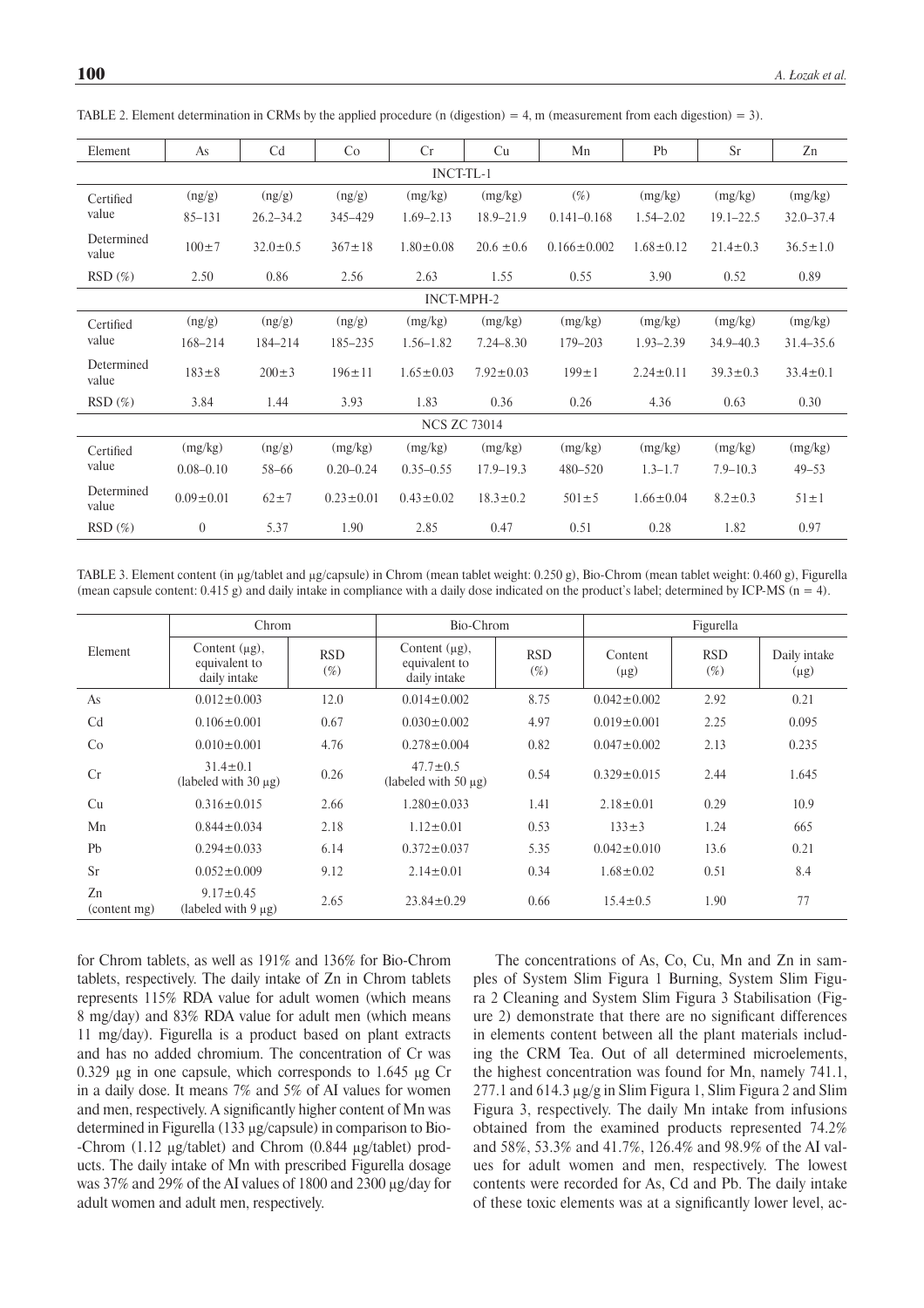TABLE 2. Element determination in CRMs by the applied procedure (n (digestion) = 4, m (measurement from each digestion) = 3).

| Element | As | Cd | Co | Cr | Cu | Mn | Pb | Sr | Zn |
|---|---|---|---|---|---|---|---|---|---|
| | | | | INCT-TL-1 | | | | | |
| Certified value | (ng/g) 85–131 | (ng/g) 26.2–34.2 | (ng/g) 345–429 | (mg/kg) 1.69–2.13 | (mg/kg) 18.9–21.9 | (%) 0.141–0.168 | (mg/kg) 1.54–2.02 | (mg/kg) 19.1–22.5 | (mg/kg) 32.0–37.4 |
| Determined value | 100±7 | 32.0±0.5 | 367±18 | 1.80±0.08 | 20.6 ±0.6 | 0.166±0.002 | 1.68±0.12 | 21.4±0.3 | 36.5±1.0 |
| RSD (%) | 2.50 | 0.86 | 2.56 | 2.63 | 1.55 | 0.55 | 3.90 | 0.52 | 0.89 |
| | | | | INCT-MPH-2 | | | | | |
| Certified value | (ng/g) 168–214 | (ng/g) 184–214 | (ng/g) 185–235 | (mg/kg) 1.56–1.82 | (mg/kg) 7.24–8.30 | (mg/kg) 179–203 | (mg/kg) 1.93–2.39 | (mg/kg) 34.9–40.3 | (mg/kg) 31.4–35.6 |
| Determined value | 183±8 | 200±3 | 196±11 | 1.65±0.03 | 7.92±0.03 | 199±1 | 2.24±0.11 | 39.3±0.3 | 33.4±0.1 |
| RSD (%) | 3.84 | 1.44 | 3.93 | 1.83 | 0.36 | 0.26 | 4.36 | 0.63 | 0.30 |
| | | | | NCS ZC 73014 | | | | | |
| Certified value | (mg/kg) 0.08–0.10 | (ng/g) 58–66 | (mg/kg) 0.20–0.24 | (mg/kg) 0.35–0.55 | (mg/kg) 17.9–19.3 | (mg/kg) 480–520 | (mg/kg) 1.3–1.7 | (mg/kg) 7.9–10.3 | (mg/kg) 49–53 |
| Determined value | 0.09±0.01 | 62±7 | 0.23±0.01 | 0.43±0.02 | 18.3±0.2 | 501±5 | 1.66±0.04 | 8.2±0.3 | 51±1 |
| RSD (%) | 0 | 5.37 | 1.90 | 2.85 | 0.47 | 0.51 | 0.28 | 1.82 | 0.97 |

TABLE 3. Element content (in μg/tablet and μg/capsule) in Chrom (mean tablet weight: 0.250 g), Bio-Chrom (mean tablet weight: 0.460 g), Figurella (mean capsule content: 0.415 g) and daily intake in compliance with a daily dose indicated on the product's label; determined by ICP-MS (n = 4).

| Element | Chrom | | Bio-Chrom | | Figurella | | |
|---|---|---|---|---|---|---|---|
| | Content (μg), equivalent to daily intake | RSD (%) | Content (μg), equivalent to daily intake | RSD (%) | Content (μg) | RSD (%) | Daily intake (μg) |
| As | 0.012±0.003 | 12.0 | 0.014±0.002 | 8.75 | 0.042±0.002 | 2.92 | 0.21 |
| Cd | 0.106±0.001 | 0.67 | 0.030±0.002 | 4.97 | 0.019±0.001 | 2.25 | 0.095 |
| Co | 0.010±0.001 | 4.76 | 0.278±0.004 | 0.82 | 0.047±0.002 | 2.13 | 0.235 |
| Cr | 31.4±0.1 (labeled with 30 μg) | 0.26 | 47.7±0.5 (labeled with 50 μg) | 0.54 | 0.329±0.015 | 2.44 | 1.645 |
| Cu | 0.316±0.015 | 2.66 | 1.280±0.033 | 1.41 | 2.18±0.01 | 0.29 | 10.9 |
| Mn | 0.844±0.034 | 2.18 | 1.12±0.01 | 0.53 | 133±3 | 1.24 | 665 |
| Pb | 0.294±0.033 | 6.14 | 0.372±0.037 | 5.35 | 0.042±0.010 | 13.6 | 0.21 |
| Sr | 0.052±0.009 | 9.12 | 2.14±0.01 | 0.34 | 1.68±0.02 | 0.51 | 8.4 |
| Zn (content mg) | 9.17±0.45 (labeled with 9 μg) | 2.65 | 23.84±0.29 | 0.66 | 15.4±0.5 | 1.90 | 77 |

for Chrom tablets, as well as 191% and 136% for Bio-Chrom tablets, respectively. The daily intake of Zn in Chrom tablets represents 115% RDA value for adult women (which means 8 mg/day) and 83% RDA value for adult men (which means 11 mg/day). Figurella is a product based on plant extracts and has no added chromium. The concentration of Cr was 0.329 μg in one capsule, which corresponds to 1.645 μg Cr in a daily dose. It means 7% and 5% of AI values for women and men, respectively. A significantly higher content of Mn was determined in Figurella (133 μg/capsule) in comparison to Bio-Chrom (1.12 μg/tablet) and Chrom (0.844 μg/tablet) products. The daily intake of Mn with prescribed Figurella dosage was 37% and 29% of the AI values of 1800 and 2300 μg/day for adult women and adult men, respectively.

The concentrations of As, Co, Cu, Mn and Zn in samples of System Slim Figura 1 Burning, System Slim Figura 2 Cleaning and System Slim Figura 3 Stabilisation (Figure 2) demonstrate that there are no significant differences in elements content between all the plant materials including the CRM Tea. Out of all determined microelements, the highest concentration was found for Mn, namely 741.1, 277.1 and 614.3 μg/g in Slim Figura 1, Slim Figura 2 and Slim Figura 3, respectively. The daily Mn intake from infusions obtained from the examined products represented 74.2% and 58%, 53.3% and 41.7%, 126.4% and 98.9% of the AI values for adult women and men, respectively. The lowest contents were recorded for As, Cd and Pb. The daily intake of these toxic elements was at a significantly lower level, ac-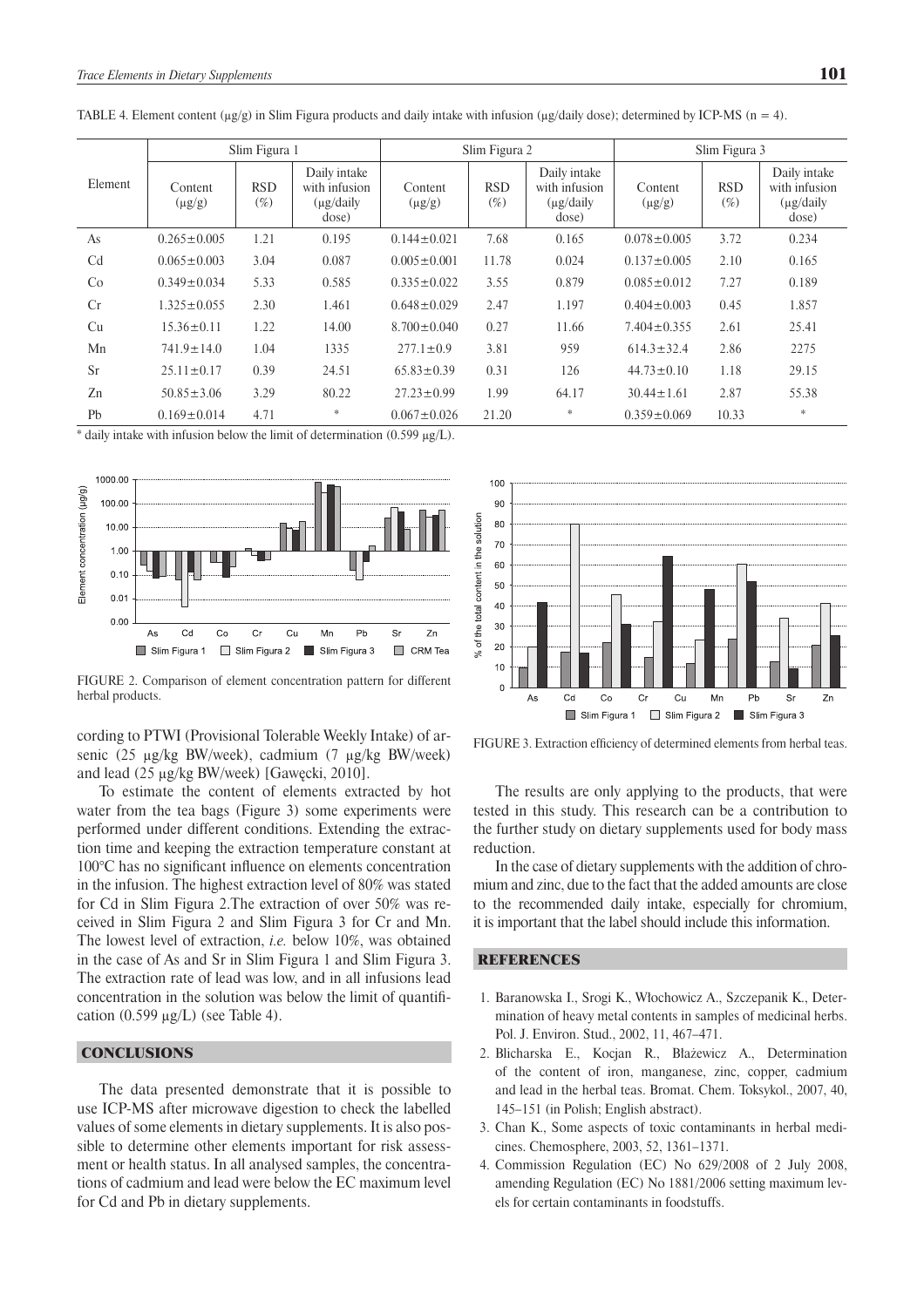TABLE 4. Element content (μg/g) in Slim Figura products and daily intake with infusion (μg/daily dose); determined by ICP-MS (n = 4).

| Element | Slim Figura 1 | | | Slim Figura 2 | | | Slim Figura 3 | | |
|---|---|---|---|---|---|---|---|---|---|
| | Content (μg/g) | RSD (%) | Daily intake with infusion (μg/daily dose) | Content (μg/g) | RSD (%) | Daily intake with infusion (μg/daily dose) | Content (μg/g) | RSD (%) | Daily intake with infusion (μg/daily dose) |
| As | 0.265±0.005 | 1.21 | 0.195 | 0.144±0.021 | 7.68 | 0.165 | 0.078±0.005 | 3.72 | 0.234 |
| Cd | 0.065±0.003 | 3.04 | 0.087 | 0.005±0.001 | 11.78 | 0.024 | 0.137±0.005 | 2.10 | 0.165 |
| Co | 0.349±0.034 | 5.33 | 0.585 | 0.335±0.022 | 3.55 | 0.879 | 0.085±0.012 | 7.27 | 0.189 |
| Cr | 1.325±0.055 | 2.30 | 1.461 | 0.648±0.029 | 2.47 | 1.197 | 0.404±0.003 | 0.45 | 1.857 |
| Cu | 15.36±0.11 | 1.22 | 14.00 | 8.700±0.040 | 0.27 | 11.66 | 7.404±0.355 | 2.61 | 25.41 |
| Mn | 741.9±14.0 | 1.04 | 1335 | 277.1±0.9 | 3.81 | 959 | 614.3±32.4 | 2.86 | 2275 |
| Sr | 25.11±0.17 | 0.39 | 24.51 | 65.83±0.39 | 0.31 | 126 | 44.73±0.10 | 1.18 | 29.15 |
| Zn | 50.85±3.06 | 3.29 | 80.22 | 27.23±0.99 | 1.99 | 64.17 | 30.44±1.61 | 2.87 | 55.38 |
| Pb | 0.169±0.014 | 4.71 | * | 0.067±0.026 | 21.20 | * | 0.359±0.069 | 10.33 | * |

* daily intake with infusion below the limit of determination (0.599 μg/L).

FIGURE 2. Comparison of element concentration pattern for different herbal products.

FIGURE 3. Extraction efficiency of determined elements from herbal teas.

cording to PTWI (Provisional Tolerable Weekly Intake) of arsenic (25 μg/kg BW/week), cadmium (7 μg/kg BW/week) and lead (25 μg/kg BW/week) [Gawęcki, 2010].

To estimate the content of elements extracted by hot water from the tea bags (Figure 3) some experiments were performed under different conditions. Extending the extraction time and keeping the extraction temperature constant at 100°C has no significant influence on elements concentration in the infusion. The highest extraction level of 80% was stated for Cd in Slim Figura 2.The extraction of over 50% was received in Slim Figura 2 and Slim Figura 3 for Cr and Mn. The lowest level of extraction, *i.e.* below 10%, was obtained in the case of As and Sr in Slim Figura 1 and Slim Figura 3. The extraction rate of lead was low, and in all infusions lead concentration in the solution was below the limit of quantification (0.599 μg/L) (see Table 4).

## CONCLUSIONS

The data presented demonstrate that it is possible to use ICP-MS after microwave digestion to check the labelled values of some elements in dietary supplements. It is also possible to determine other elements important for risk assessment or health status. In all analysed samples, the concentrations of cadmium and lead were below the EC maximum level for Cd and Pb in dietary supplements.

The results are only applying to the products, that were tested in this study. This research can be a contribution to the further study on dietary supplements used for body mass reduction.

In the case of dietary supplements with the addition of chromium and zinc, due to the fact that the added amounts are close to the recommended daily intake, especially for chromium, it is important that the label should include this information.

## REFERENCES

1. Baranowska I., Srogi K., Włochowicz A., Szczepanik K., Determination of heavy metal contents in samples of medicinal herbs. Pol. J. Environ. Stud., 2002, 11, 467–471.
2. Blicharska E., Kocjan R., Błażewicz A., Determination of the content of iron, manganese, zinc, copper, cadmium and lead in the herbal teas. Bromat. Chem. Toksykol., 2007, 40, 145–151 (in Polish; English abstract).
3. Chan K., Some aspects of toxic contaminants in herbal medicines. Chemosphere, 2003, 52, 1361–1371.
4. Commission Regulation (EC) No 629/2008 of 2 July 2008, amending Regulation (EC) No 1881/2006 setting maximum levels for certain contaminants in foodstuffs.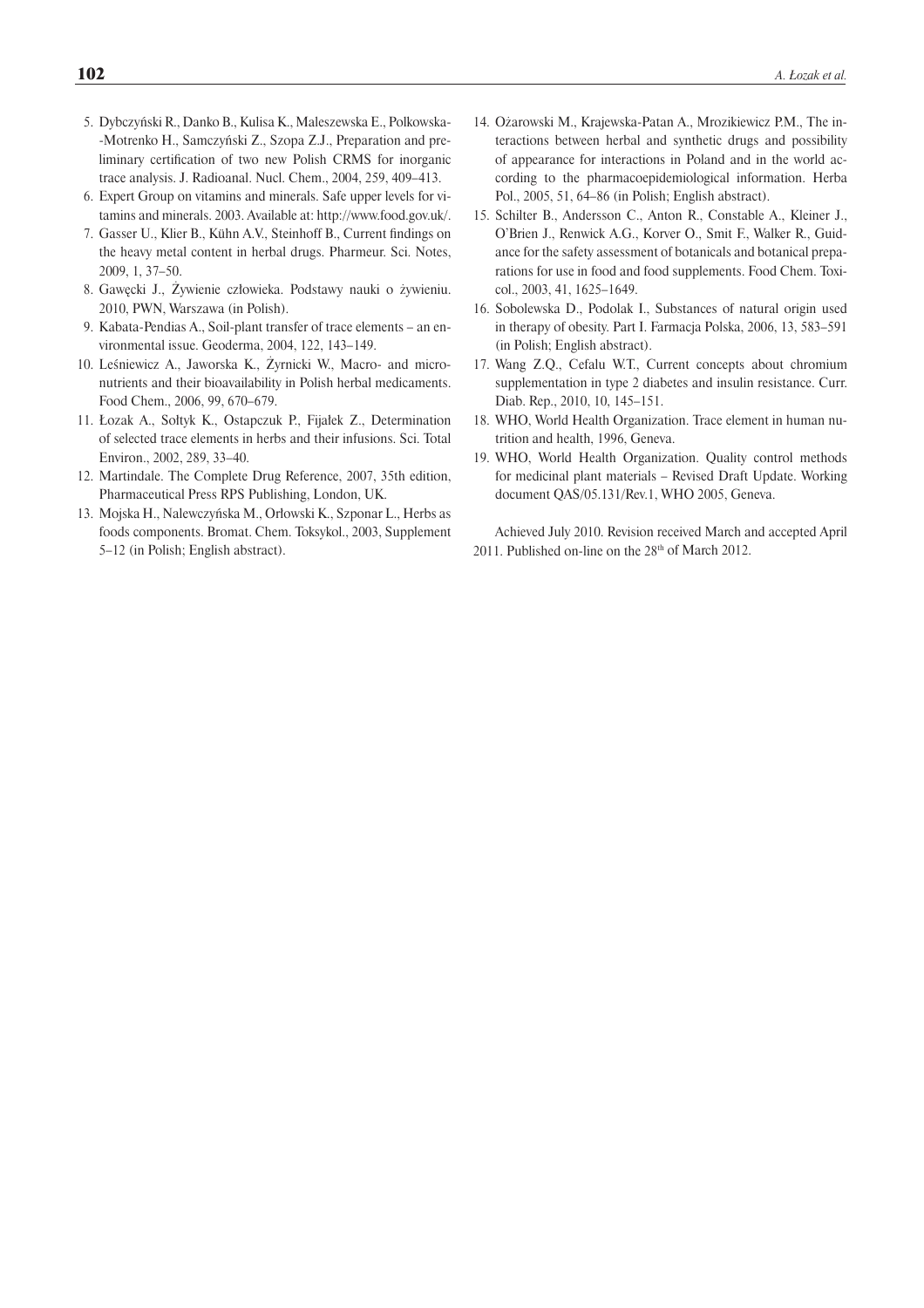5. Dybczyński R., Danko B., Kulisa K., Maleszewska E., Polkowska-Motrenko H., Samczyński Z., Szopa Z.J., Preparation and preliminary certification of two new Polish CRMS for inorganic trace analysis. J. Radioanal. Nucl. Chem., 2004, 259, 409–413.
6. Expert Group on vitamins and minerals. Safe upper levels for vitamins and minerals. 2003. Available at: http://www.food.gov.uk/.
7. Gasser U., Klier B., Kühn A.V., Steinhoff B., Current findings on the heavy metal content in herbal drugs. Pharmeur. Sci. Notes, 2009, 1, 37–50.
8. Gawęcki J., Żywienie człowieka. Podstawy nauki o żywieniu. 2010, PWN, Warszawa (in Polish).
9. Kabata-Pendias A., Soil-plant transfer of trace elements – an environmental issue. Geoderma, 2004, 122, 143–149.
10. Leśniewicz A., Jaworska K., Żyrnicki W., Macro- and micronutrients and their bioavailability in Polish herbal medicaments. Food Chem., 2006, 99, 670–679.
11. Łozak A., Sołtyk K., Ostapczuk P., Fijałek Z., Determination of selected trace elements in herbs and their infusions. Sci. Total Environ., 2002, 289, 33–40.
12. Martindale. The Complete Drug Reference, 2007, 35th edition, Pharmaceutical Press RPS Publishing, London, UK.
13. Mojska H., Nalewczyńska M., Orłowski K., Szponar L., Herbs as foods components. Bromat. Chem. Toksykol., 2003, Supplement 5–12 (in Polish; English abstract).
14. Ożarowski M., Krajewska-Patan A., Mrozikiewicz P.M., The interactions between herbal and synthetic drugs and possibility of appearance for interactions in Poland and in the world according to the pharmacoepidemiological information. Herba Pol., 2005, 51, 64–86 (in Polish; English abstract).
15. Schilter B., Andersson C., Anton R., Constable A., Kleiner J., O'Brien J., Renwick A.G., Korver O., Smit F., Walker R., Guidance for the safety assessment of botanicals and botanical preparations for use in food and food supplements. Food Chem. Toxicol., 2003, 41, 1625–1649.
16. Sobolewska D., Podolak I., Substances of natural origin used in therapy of obesity. Part I. Farmacja Polska, 2006, 13, 583–591 (in Polish; English abstract).
17. Wang Z.Q., Cefalu W.T., Current concepts about chromium supplementation in type 2 diabetes and insulin resistance. Curr. Diab. Rep., 2010, 10, 145–151.
18. WHO, World Health Organization. Trace element in human nutrition and health, 1996, Geneva.
19. WHO, World Health Organization. Quality control methods for medicinal plant materials – Revised Draft Update. Working document QAS/05.131/Rev.1, WHO 2005, Geneva.

Achieved July 2010. Revision received March and accepted April 2011. Published on-line on the 28th of March 2012.